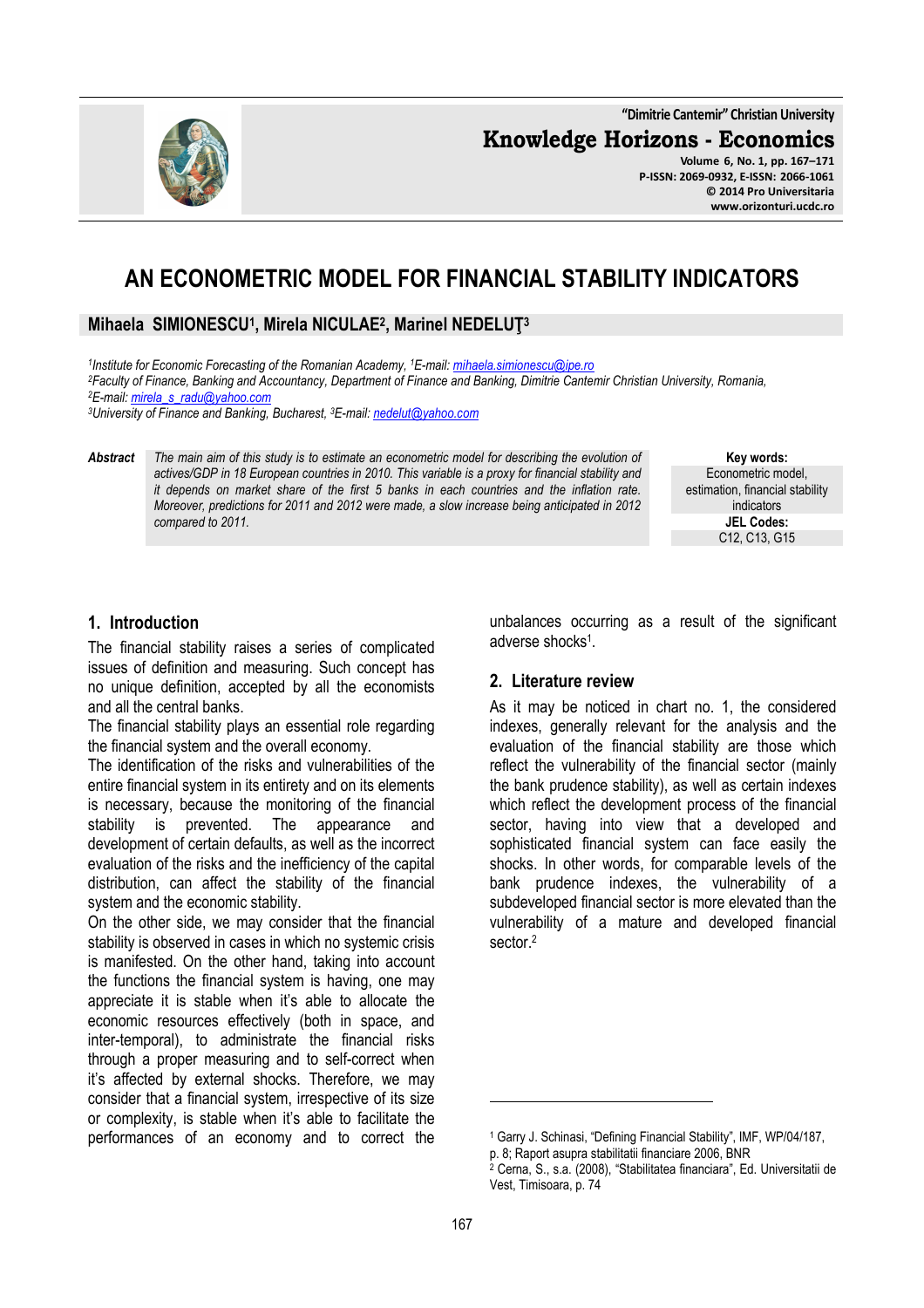# AN ECONOMETRIC MODEL FOR FINANCIAL STABILITY INDICATORS

**Mihaela SIMIONESCU[1], Mirela NICULAE[2], Marinel NEDELUŢ[3]**

[1]*Institute for Economic Forecasting of the Romanian Academy,* [1]*E-mail: mihaela.simionescu@ipe.ro*
[2]*Faculty of Finance, Banking and Accountancy, Department of Finance and Banking, Dimitrie Cantemir Christian University, Romania,*
[2]*E-mail: mirela_s_radu@yahoo.com*
[3]*University of Finance and Banking, Bucharest,* [3]*E-mail: nedelut@yahoo.com*

**Abstract** *The main aim of this study is to estimate an econometric model for describing the evolution of actives/GDP in 18 European countries in 2010. This variable is a proxy for financial stability and it depends on market share of the first 5 banks in each countries and the inflation rate. Moreover, predictions for 2011 and 2012 were made, a slow increase being anticipated in 2012 compared to 2011.*

**Key words:** Econometric model, estimation, financial stability indicators

**JEL Codes:** C12, C13, G15

## 1. Introduction

The financial stability raises a series of complicated issues of definition and measuring. Such concept has no unique definition, accepted by all the economists and all the central banks.

The financial stability plays an essential role regarding the financial system and the overall economy.

The identification of the risks and vulnerabilities of the entire financial system in its entirety and on its elements is necessary, because the monitoring of the financial stability is prevented. The appearance and development of certain defaults, as well as the incorrect evaluation of the risks and the inefficiency of the capital distribution, can affect the stability of the financial system and the economic stability.

On the other side, we may consider that the financial stability is observed in cases in which no systemic crisis is manifested. On the other hand, taking into account the functions the financial system is having, one may appreciate it is stable when it's able to allocate the economic resources effectively (both in space, and inter-temporal), to administrate the financial risks through a proper measuring and to self-correct when it's affected by external shocks. Therefore, we may consider that a financial system, irrespective of its size or complexity, is stable when it's able to facilitate the performances of an economy and to correct the unbalances occurring as a result of the significant adverse shocks[1].

## 2. Literature review

As it may be noticed in chart no. 1, the considered indexes, generally relevant for the analysis and the evaluation of the financial stability are those which reflect the vulnerability of the financial sector (mainly the bank prudence stability), as well as certain indexes which reflect the development process of the financial sector, having into view that a developed and sophisticated financial system can face easily the shocks. In other words, for comparable levels of the bank prudence indexes, the vulnerability of a subdeveloped financial sector is more elevated than the vulnerability of a mature and developed financial sector.[2]

---

[1] Garry J. Schinasi, "Defining Financial Stability", IMF, WP/04/187, p. 8; Raport asupra stabilitatii financiare 2006, BNR

[2] Cerna, S., s.a. (2008), "Stabilitatea financiara", Ed. Universitatii de Vest, Timisoara, p. 74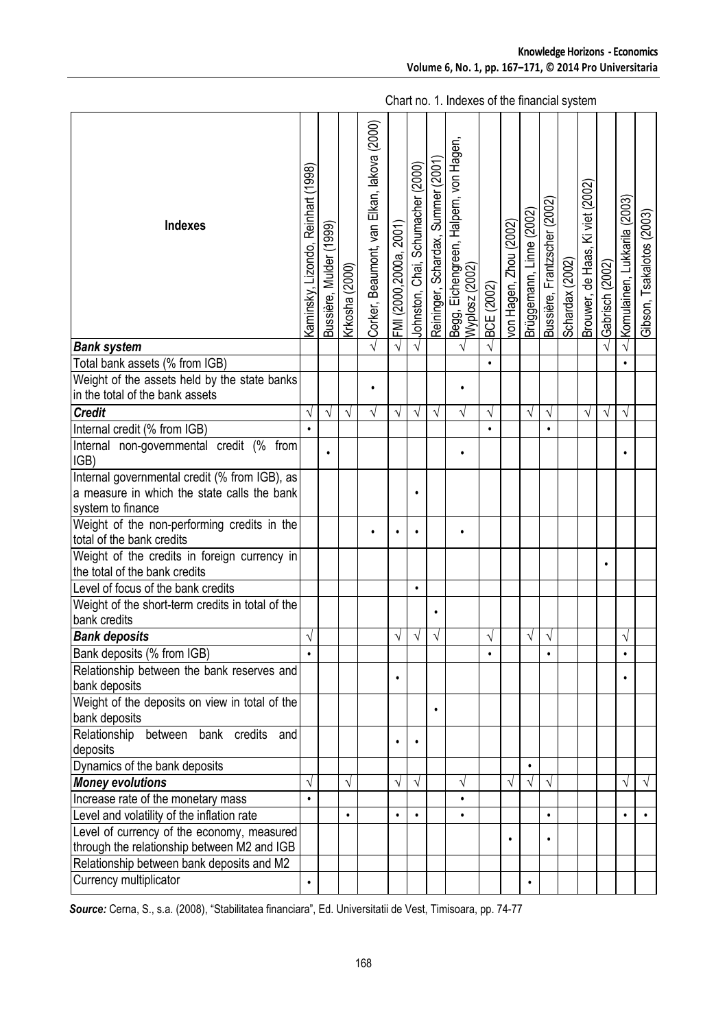Chart no. 1. Indexes of the financial system

| Indexes | Kaminsky, Lizondo, Reinhart (1998) | Bussière, Mulder (1999) | Krkosha (2000) | Corker, Beaumont, van Elkan, Iakova (2000) | FMI (2000,2000a, 2001) | Johnston, Chai, Schumacher (2000) | Reininger, Schardax, Summer (2001) | Begg, Eichengreen, Halpern, von Hagen, Wyplosz (2002) | BCE (2002) | von Hagen, Zhou (2002) | Brüggemann, Linne (2002) | Bussière, Frantzscher (2002) | Schardax (2002) | Brouwer, de Haas, Ki viet (2002) | Gabrisch (2002) | Komulainen, Lukkarila (2003) | Gibson, Tsakalotos (2003) |
|---|---|---|---|---|---|---|---|---|---|---|---|---|---|---|---|---|---|
| ***Bank system*** | | | | √ | √ | √ | | √ | √ | | | | | | √ | √ | |
| Total bank assets (% from IGB) | | | | | | | | | • | | | | | | | • | |
| Weight of the assets held by the state banks in the total of the bank assets | | | | • | | | | • | | | | | | | | | |
| ***Credit*** | √ | √ | √ | √ | √ | √ | √ | √ | √ | | √ | √ | | √ | √ | √ | |
| Internal credit (% from IGB) | • | | | | | | | | • | | | • | | | | | |
| Internal non-governmental credit (% from IGB) | | • | | | | | | • | | | | | | | | • | |
| Internal governmental credit (% from IGB), as a measure in which the state calls the bank system to finance | | | | | | • | | | | | | | | | | | |
| Weight of the non-performing credits in the total of the bank credits | | | | • | • | • | | • | | | | | | | | | |
| Weight of the credits in foreign currency in the total of the bank credits | | | | | | | | | | | | | | | • | | |
| Level of focus of the bank credits | | | | | | • | | | | | | | | | | | |
| Weight of the short-term credits in total of the bank credits | | | | | | | • | | | | | | | | | | |
| ***Bank deposits*** | √ | | | | √ | √ | √ | | √ | | √ | √ | | | | √ | |
| Bank deposits (% from IGB) | • | | | | | | | | • | | | • | | | | • | |
| Relationship between the bank reserves and bank deposits | | | | | • | | | | | | | | | | | • | |
| Weight of the deposits on view in total of the bank deposits | | | | | | | • | | | | | | | | | | |
| Relationship between bank credits and deposits | | | | | • | • | | | | | | | | | | | |
| Dynamics of the bank deposits | | | | | | | | | | | • | | | | | | |
| ***Money evolutions*** | √ | | √ | | √ | √ | | √ | | √ | √ | √ | | | | √ | √ |
| Increase rate of the monetary mass | • | | | | | | | • | | | | | | | | | |
| Level and volatility of the inflation rate | | | • | | • | • | | • | | | | • | | | | • | • |
| Level of currency of the economy, measured through the relationship between M2 and IGB | | | | | | | | | | • | | • | | | | | |
| Relationship between bank deposits and M2 | | | | | | | | | | | | | | | | | |
| Currency multiplicator | • | | | | | | | | | | • | | | | | | |

***Source:*** Cerna, S., s.a. (2008), "Stabilitatea financiara", Ed. Universitatii de Vest, Timisoara, pp. 74-77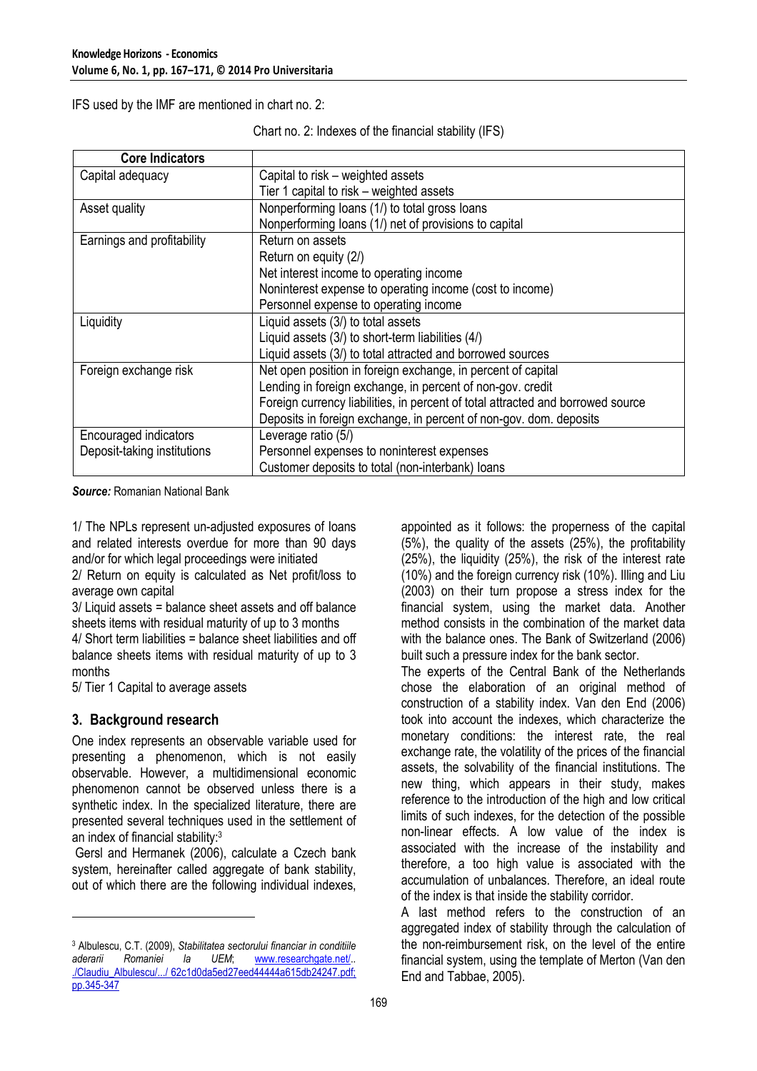IFS used by the IMF are mentioned in chart no. 2:

Chart no. 2: Indexes of the financial stability (IFS)

| Core Indicators | |
|---|---|
| Capital adequacy | Capital to risk – weighted assets<br>Tier 1 capital to risk – weighted assets |
| Asset quality | Nonperforming loans (1/) to total gross loans<br>Nonperforming loans (1/) net of provisions to capital |
| Earnings and profitability | Return on assets<br>Return on equity (2/)<br>Net interest income to operating income<br>Noninterest expense to operating income (cost to income)<br>Personnel expense to operating income |
| Liquidity | Liquid assets (3/) to total assets<br>Liquid assets (3/) to short-term liabilities (4/)<br>Liquid assets (3/) to total attracted and borrowed sources |
| Foreign exchange risk | Net open position in foreign exchange, in percent of capital<br>Lending in foreign exchange, in percent of non-gov. credit<br>Foreign currency liabilities, in percent of total attracted and borrowed source<br>Deposits in foreign exchange, in percent of non-gov. dom. deposits |
| Encouraged indicators<br>Deposit-taking institutions | Leverage ratio (5/)<br>Personnel expenses to noninterest expenses<br>Customer deposits to total (non-interbank) loans |

***Source:*** Romanian National Bank

1/ The NPLs represent un-adjusted exposures of loans and related interests overdue for more than 90 days and/or for which legal proceedings were initiated

2/ Return on equity is calculated as Net profit/loss to average own capital

3/ Liquid assets = balance sheet assets and off balance sheets items with residual maturity of up to 3 months

4/ Short term liabilities = balance sheet liabilities and off balance sheets items with residual maturity of up to 3 months

5/ Tier 1 Capital to average assets

## 3. Background research

One index represents an observable variable used for presenting a phenomenon, which is not easily observable. However, a multidimensional economic phenomenon cannot be observed unless there is a synthetic index. In the specialized literature, there are presented several techniques used in the settlement of an index of financial stability:[3]

Gersl and Hermanek (2006), calculate a Czech bank system, hereinafter called aggregate of bank stability, out of which there are the following individual indexes, appointed as it follows: the properness of the capital (5%), the quality of the assets (25%), the profitability (25%), the liquidity (25%), the risk of the interest rate (10%) and the foreign currency risk (10%). Illing and Liu (2003) on their turn propose a stress index for the financial system, using the market data. Another method consists in the combination of the market data with the balance ones. The Bank of Switzerland (2006) built such a pressure index for the bank sector.

The experts of the Central Bank of the Netherlands chose the elaboration of an original method of construction of a stability index. Van den End (2006) took into account the indexes, which characterize the monetary conditions: the interest rate, the real exchange rate, the volatility of the prices of the financial assets, the solvability of the financial institutions. The new thing, which appears in their study, makes reference to the introduction of the high and low critical limits of such indexes, for the detection of the possible non-linear effects. A low value of the index is associated with the increase of the instability and therefore, a too high value is associated with the accumulation of unbalances. Therefore, an ideal route of the index is that inside the stability corridor.

A last method refers to the construction of an aggregated index of stability through the calculation of the non-reimbursement risk, on the level of the entire financial system, using the template of Merton (Van den End and Tabbae, 2005).

[3] Albulescu, C.T. (2009), *Stabilitatea sectorului financiar in conditiile aderarii Romaniei la UEM*; www.researchgate.net/../Claudiu_Albulescu/.../ 62c1d0da5ed27eed44444a615db24247.pdf; pp.345-347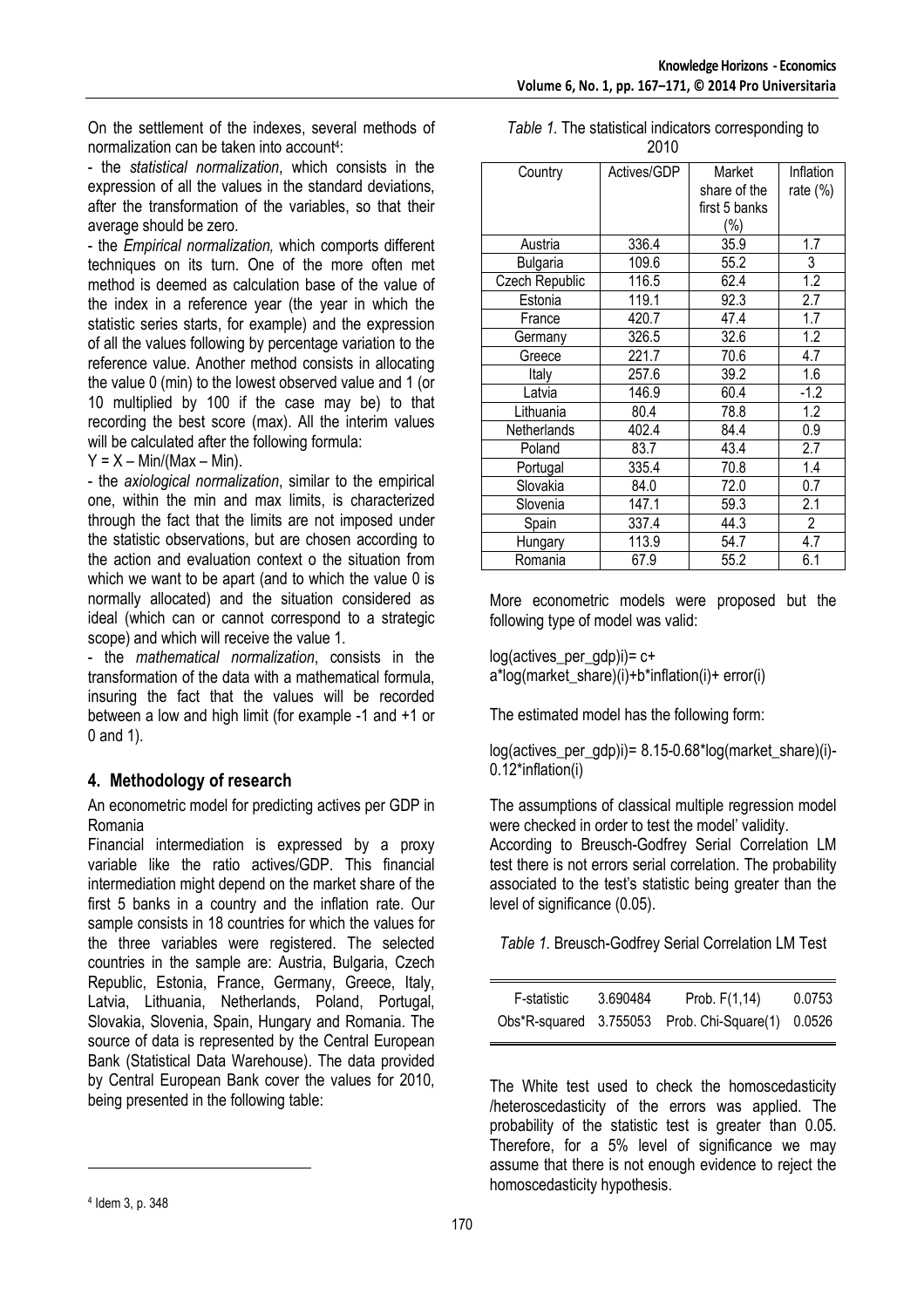On the settlement of the indexes, several methods of normalization can be taken into account[4]:

- the *statistical normalization*, which consists in the expression of all the values in the standard deviations, after the transformation of the variables, so that their average should be zero.
- the *Empirical normalization,* which comports different techniques on its turn. One of the more often met method is deemed as calculation base of the value of the index in a reference year (the year in which the statistic series starts, for example) and the expression of all the values following by percentage variation to the reference value. Another method consists in allocating the value 0 (min) to the lowest observed value and 1 (or 10 multiplied by 100 if the case may be) to that recording the best score (max). All the interim values will be calculated after the following formula:

$Y = X – Min/(Max – Min)$.

- the *axiological normalization*, similar to the empirical one, within the min and max limits, is characterized through the fact that the limits are not imposed under the statistic observations, but are chosen according to the action and evaluation context o the situation from which we want to be apart (and to which the value 0 is normally allocated) and the situation considered as ideal (which can or cannot correspond to a strategic scope) and which will receive the value 1.
- the *mathematical normalization*, consists in the transformation of the data with a mathematical formula, insuring the fact that the values will be recorded between a low and high limit (for example -1 and +1 or 0 and 1).

## 4. Methodology of research

An econometric model for predicting actives per GDP in Romania

Financial intermediation is expressed by a proxy variable like the ratio actives/GDP. This financial intermediation might depend on the market share of the first 5 banks in a country and the inflation rate. Our sample consists in 18 countries for which the values for the three variables were registered. The selected countries in the sample are: Austria, Bulgaria, Czech Republic, Estonia, France, Germany, Greece, Italy, Latvia, Lithuania, Netherlands, Poland, Portugal, Slovakia, Slovenia, Spain, Hungary and Romania. The source of data is represented by the Central European Bank (Statistical Data Warehouse). The data provided by Central European Bank cover the values for 2010, being presented in the following table:

*Table 1.* The statistical indicators corresponding to 2010

| Country | Actives/GDP | Market share of the first 5 banks (%) | Inflation rate (%) |
|---|---|---|---|
| Austria | 336.4 | 35.9 | 1.7 |
| Bulgaria | 109.6 | 55.2 | 3 |
| Czech Republic | 116.5 | 62.4 | 1.2 |
| Estonia | 119.1 | 92.3 | 2.7 |
| France | 420.7 | 47.4 | 1.7 |
| Germany | 326.5 | 32.6 | 1.2 |
| Greece | 221.7 | 70.6 | 4.7 |
| Italy | 257.6 | 39.2 | 1.6 |
| Latvia | 146.9 | 60.4 | -1.2 |
| Lithuania | 80.4 | 78.8 | 1.2 |
| Netherlands | 402.4 | 84.4 | 0.9 |
| Poland | 83.7 | 43.4 | 2.7 |
| Portugal | 335.4 | 70.8 | 1.4 |
| Slovakia | 84.0 | 72.0 | 0.7 |
| Slovenia | 147.1 | 59.3 | 2.1 |
| Spain | 337.4 | 44.3 | 2 |
| Hungary | 113.9 | 54.7 | 4.7 |
| Romania | 67.9 | 55.2 | 6.1 |

More econometric models were proposed but the following type of model was valid:

log(actives_per_gdp)i)= c+ a*log(market_share)(i)+b*inflation(i)+ error(i)

The estimated model has the following form:

log(actives_per_gdp)i)= 8.15-0.68*log(market_share)(i)-0.12*inflation(i)

The assumptions of classical multiple regression model were checked in order to test the model' validity.

According to Breusch-Godfrey Serial Correlation LM test there is not errors serial correlation. The probability associated to the test's statistic being greater than the level of significance (0.05).

*Table 1.* Breusch-Godfrey Serial Correlation LM Test

| | | | |
|---|---|---|---|
| F-statistic | 3.690484 | Prob. F(1,14) | 0.0753 |
| Obs*R-squared | 3.755053 | Prob. Chi-Square(1) | 0.0526 |

The White test used to check the homoscedasticity /heteroscedasticity of the errors was applied. The probability of the statistic test is greater than 0.05. Therefore, for a 5% level of significance we may assume that there is not enough evidence to reject the homoscedasticity hypothesis.

[4] Idem 3, p. 348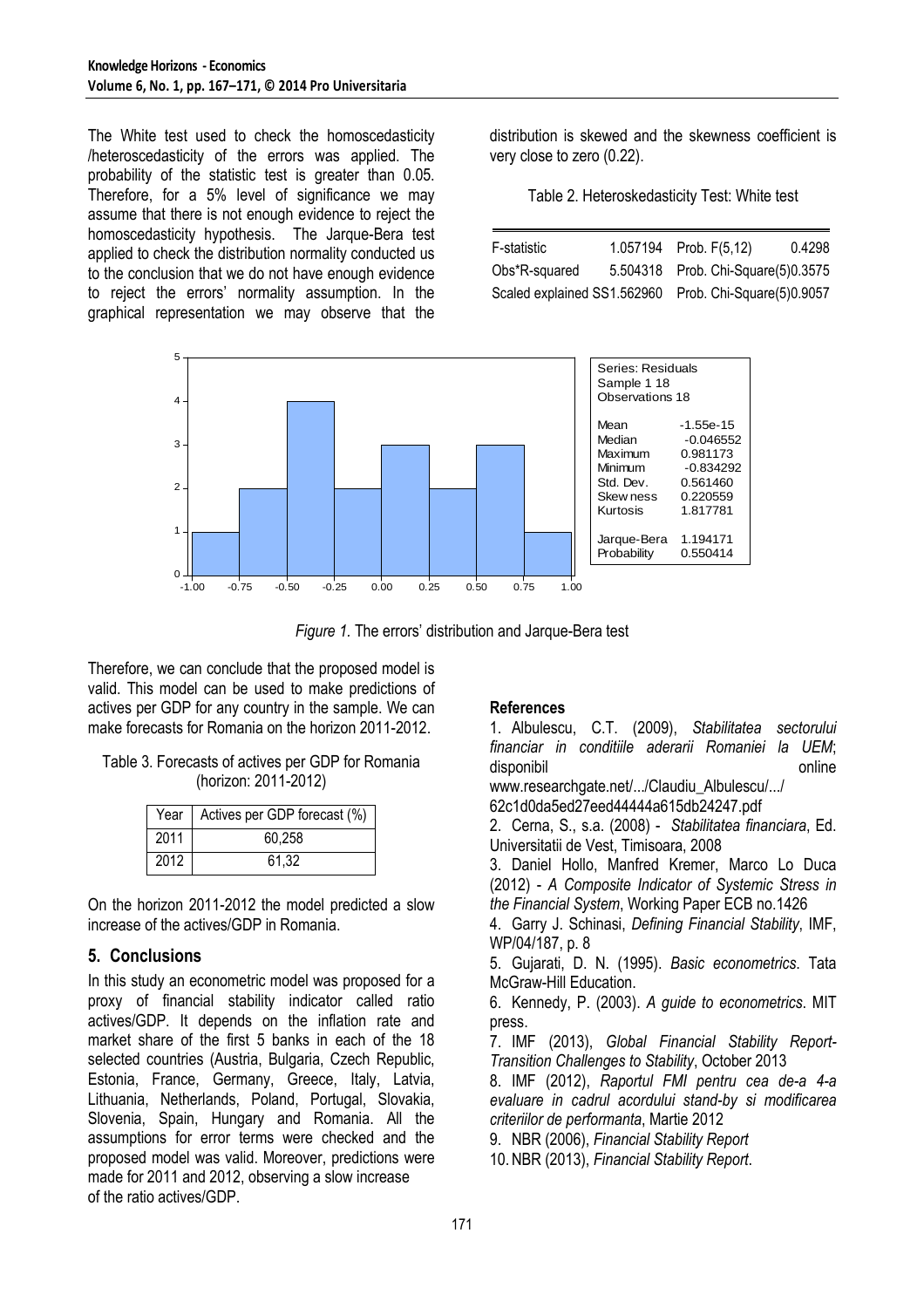The White test used to check the homoscedasticity /heteroscedasticity of the errors was applied. The probability of the statistic test is greater than 0.05. Therefore, for a 5% level of significance we may assume that there is not enough evidence to reject the homoscedasticity hypothesis. The Jarque-Bera test applied to check the distribution normality conducted us to the conclusion that we do not have enough evidence to reject the errors' normality assumption. In the graphical representation we may observe that the distribution is skewed and the skewness coefficient is very close to zero (0.22).

Table 2. Heteroskedasticity Test: White test

| | | | |
|---|---|---|---|
| F-statistic | 1.057194 | Prob. F(5,12) | 0.4298 |
| Obs*R-squared | 5.504318 | Prob. Chi-Square(5) | 0.3575 |
| Scaled explained SS | 1.562960 | Prob. Chi-Square(5) | 0.9057 |

Series: Residuals
Sample 1 18
Observations 18

Mean -1.55e-15
Median -0.046552
Maximum 0.981173
Minimum -0.834292
Std. Dev. 0.561460
Skewness 0.220559
Kurtosis 1.817781

Jarque-Bera 1.194171
Probability 0.550414

*Figure 1.* The errors' distribution and Jarque-Bera test

Therefore, we can conclude that the proposed model is valid. This model can be used to make predictions of actives per GDP for any country in the sample. We can make forecasts for Romania on the horizon 2011-2012.

Table 3. Forecasts of actives per GDP for Romania (horizon: 2011-2012)

| Year | Actives per GDP forecast (%) |
|---|---|
| 2011 | 60,258 |
| 2012 | 61,32 |

On the horizon 2011-2012 the model predicted a slow increase of the actives/GDP in Romania.

## 5. Conclusions

In this study an econometric model was proposed for a proxy of financial stability indicator called ratio actives/GDP. It depends on the inflation rate and market share of the first 5 banks in each of the 18 selected countries (Austria, Bulgaria, Czech Republic, Estonia, France, Germany, Greece, Italy, Latvia, Lithuania, Netherlands, Poland, Portugal, Slovakia, Slovenia, Spain, Hungary and Romania. All the assumptions for error terms were checked and the proposed model was valid. Moreover, predictions were made for 2011 and 2012, observing a slow increase of the ratio actives/GDP.

## References

1. Albulescu, C.T. (2009), *Stabilitatea sectorului financiar in conditiile aderarii Romaniei la UEM*; disponibil online www.researchgate.net/.../Claudiu_Albulescu/.../62c1d0da5ed27eed44444a615db24247.pdf
2. Cerna, S., s.a. (2008) - *Stabilitatea financiara*, Ed. Universitatii de Vest, Timisoara, 2008
3. Daniel Hollo, Manfred Kremer, Marco Lo Duca (2012) - *A Composite Indicator of Systemic Stress in the Financial System*, Working Paper ECB no.1426
4. Garry J. Schinasi, *Defining Financial Stability*, IMF, WP/04/187, p. 8
5. Gujarati, D. N. (1995). *Basic econometrics*. Tata McGraw-Hill Education.
6. Kennedy, P. (2003). *A guide to econometrics*. MIT press.
7. IMF (2013), *Global Financial Stability Report-Transition Challenges to Stability*, October 2013
8. IMF (2012), *Raportul FMI pentru cea de-a 4-a evaluare in cadrul acordului stand-by si modificarea criteriilor de performanta*, Martie 2012
9. NBR (2006), *Financial Stability Report*
10. NBR (2013), *Financial Stability Report*.